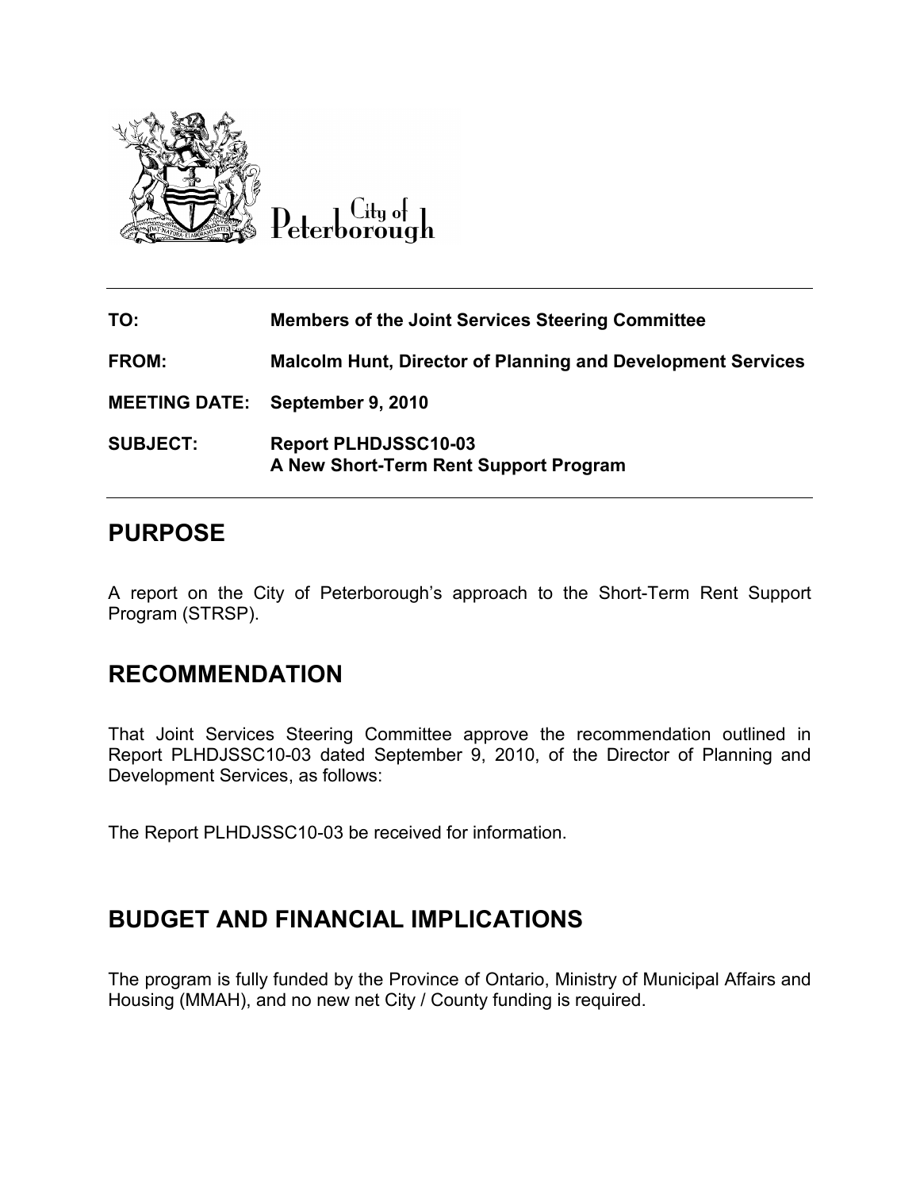City of Peterborough

| | |
|---|---|
| **TO:** | **Members of the Joint Services Steering Committee** |
| **FROM:** | **Malcolm Hunt, Director of Planning and Development Services** |
| **MEETING DATE:** | **September 9, 2010** |
| **SUBJECT:** | **Report PLHDJSSC10-03**<br>**A New Short-Term Rent Support Program** |

## PURPOSE

A report on the City of Peterborough's approach to the Short-Term Rent Support Program (STRSP).

## RECOMMENDATION

That Joint Services Steering Committee approve the recommendation outlined in Report PLHDJSSC10-03 dated September 9, 2010, of the Director of Planning and Development Services, as follows:

The Report PLHDJSSC10-03 be received for information.

## BUDGET AND FINANCIAL IMPLICATIONS

The program is fully funded by the Province of Ontario, Ministry of Municipal Affairs and Housing (MMAH), and no new net City / County funding is required.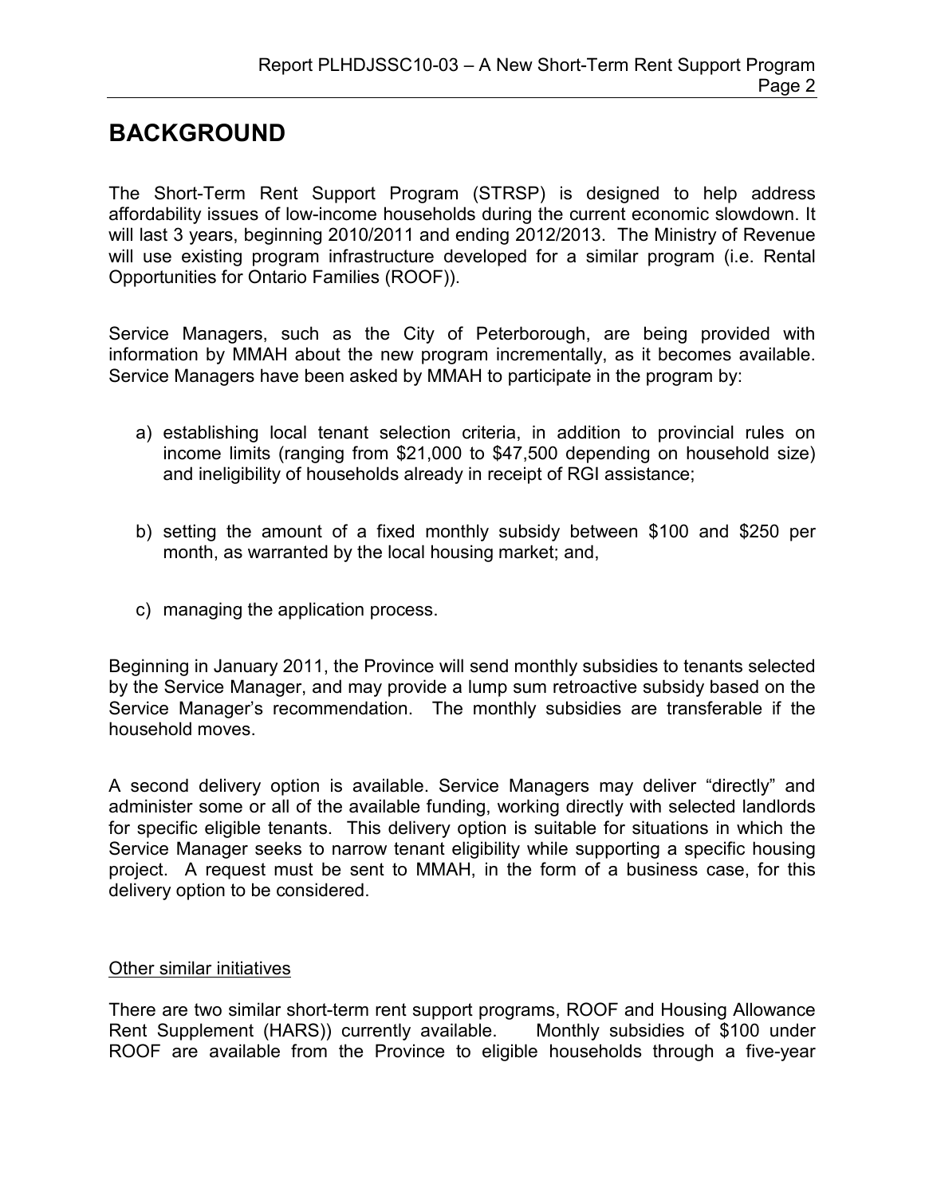# BACKGROUND

The Short-Term Rent Support Program (STRSP) is designed to help address affordability issues of low-income households during the current economic slowdown. It will last 3 years, beginning 2010/2011 and ending 2012/2013. The Ministry of Revenue will use existing program infrastructure developed for a similar program (i.e. Rental Opportunities for Ontario Families (ROOF)).

Service Managers, such as the City of Peterborough, are being provided with information by MMAH about the new program incrementally, as it becomes available. Service Managers have been asked by MMAH to participate in the program by:

a) establishing local tenant selection criteria, in addition to provincial rules on income limits (ranging from $21,000 to $47,500 depending on household size) and ineligibility of households already in receipt of RGI assistance;

b) setting the amount of a fixed monthly subsidy between $100 and $250 per month, as warranted by the local housing market; and,

c) managing the application process.

Beginning in January 2011, the Province will send monthly subsidies to tenants selected by the Service Manager, and may provide a lump sum retroactive subsidy based on the Service Manager's recommendation. The monthly subsidies are transferable if the household moves.

A second delivery option is available. Service Managers may deliver "directly" and administer some or all of the available funding, working directly with selected landlords for specific eligible tenants. This delivery option is suitable for situations in which the Service Manager seeks to narrow tenant eligibility while supporting a specific housing project. A request must be sent to MMAH, in the form of a business case, for this delivery option to be considered.

<u>Other similar initiatives</u>

There are two similar short-term rent support programs, ROOF and Housing Allowance Rent Supplement (HARS)) currently available. Monthly subsidies of $100 under ROOF are available from the Province to eligible households through a five-year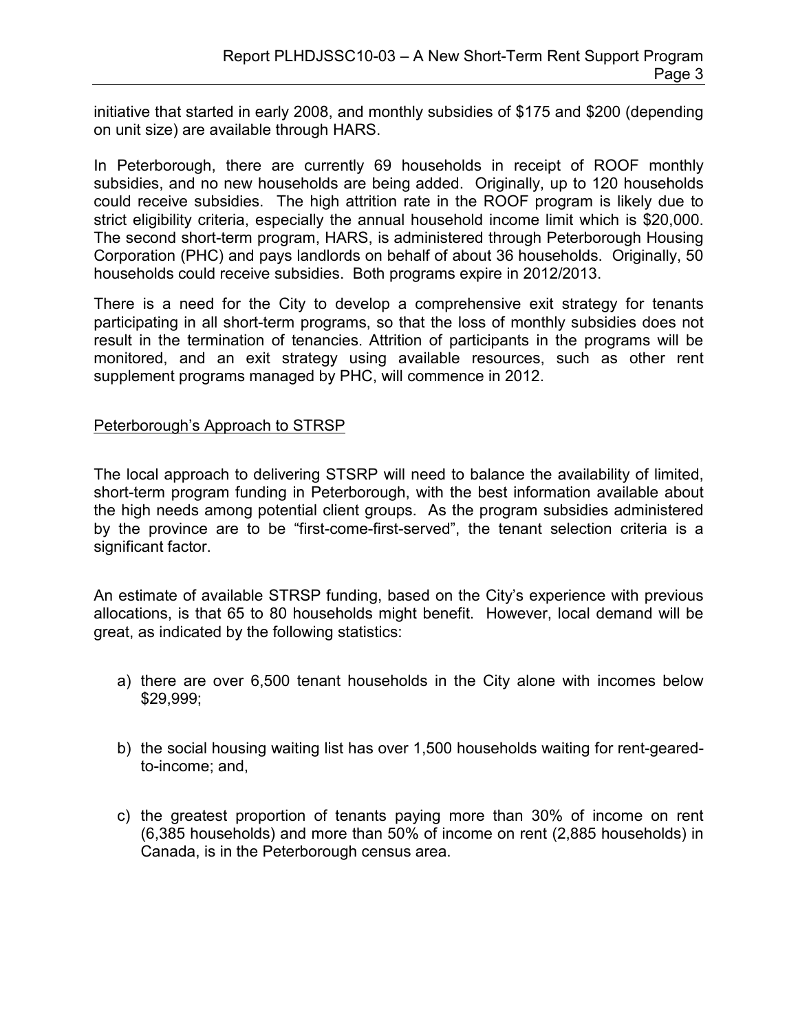initiative that started in early 2008, and monthly subsidies of $175 and $200 (depending on unit size) are available through HARS.

In Peterborough, there are currently 69 households in receipt of ROOF monthly subsidies, and no new households are being added. Originally, up to 120 households could receive subsidies. The high attrition rate in the ROOF program is likely due to strict eligibility criteria, especially the annual household income limit which is $20,000. The second short-term program, HARS, is administered through Peterborough Housing Corporation (PHC) and pays landlords on behalf of about 36 households. Originally, 50 households could receive subsidies. Both programs expire in 2012/2013.

There is a need for the City to develop a comprehensive exit strategy for tenants participating in all short-term programs, so that the loss of monthly subsidies does not result in the termination of tenancies. Attrition of participants in the programs will be monitored, and an exit strategy using available resources, such as other rent supplement programs managed by PHC, will commence in 2012.

## Peterborough's Approach to STRSP

The local approach to delivering STSRP will need to balance the availability of limited, short-term program funding in Peterborough, with the best information available about the high needs among potential client groups. As the program subsidies administered by the province are to be "first-come-first-served", the tenant selection criteria is a significant factor.

An estimate of available STRSP funding, based on the City's experience with previous allocations, is that 65 to 80 households might benefit. However, local demand will be great, as indicated by the following statistics:

a) there are over 6,500 tenant households in the City alone with incomes below $29,999;

b) the social housing waiting list has over 1,500 households waiting for rent-geared-to-income; and,

c) the greatest proportion of tenants paying more than 30% of income on rent (6,385 households) and more than 50% of income on rent (2,885 households) in Canada, is in the Peterborough census area.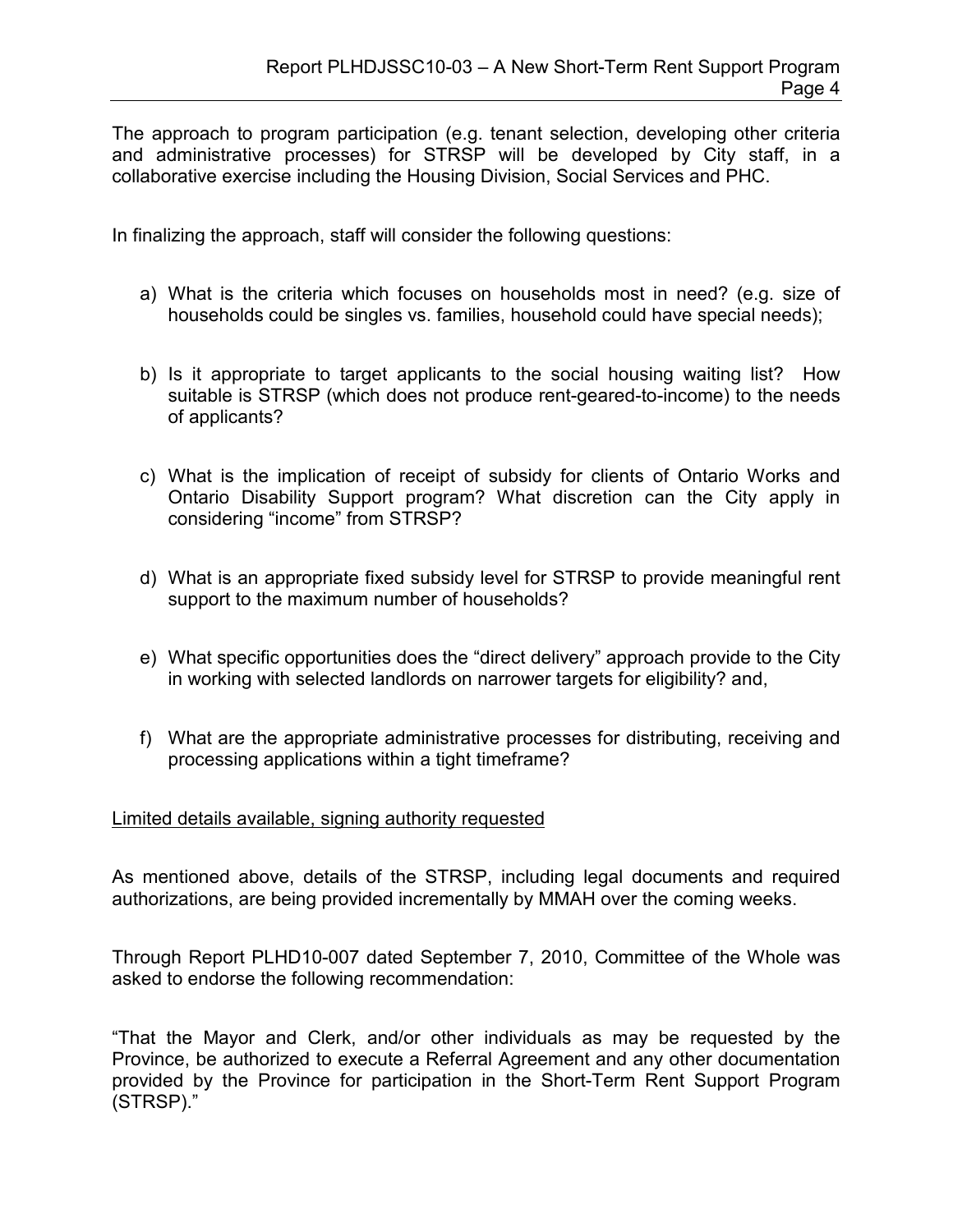The approach to program participation (e.g. tenant selection, developing other criteria and administrative processes) for STRSP will be developed by City staff, in a collaborative exercise including the Housing Division, Social Services and PHC.

In finalizing the approach, staff will consider the following questions:

a) What is the criteria which focuses on households most in need? (e.g. size of households could be singles vs. families, household could have special needs);

b) Is it appropriate to target applicants to the social housing waiting list? How suitable is STRSP (which does not produce rent-geared-to-income) to the needs of applicants?

c) What is the implication of receipt of subsidy for clients of Ontario Works and Ontario Disability Support program? What discretion can the City apply in considering "income" from STRSP?

d) What is an appropriate fixed subsidy level for STRSP to provide meaningful rent support to the maximum number of households?

e) What specific opportunities does the "direct delivery" approach provide to the City in working with selected landlords on narrower targets for eligibility? and,

f) What are the appropriate administrative processes for distributing, receiving and processing applications within a tight timeframe?

<u>Limited details available, signing authority requested</u>

As mentioned above, details of the STRSP, including legal documents and required authorizations, are being provided incrementally by MMAH over the coming weeks.

Through Report PLHD10-007 dated September 7, 2010, Committee of the Whole was asked to endorse the following recommendation:

"That the Mayor and Clerk, and/or other individuals as may be requested by the Province, be authorized to execute a Referral Agreement and any other documentation provided by the Province for participation in the Short-Term Rent Support Program (STRSP)."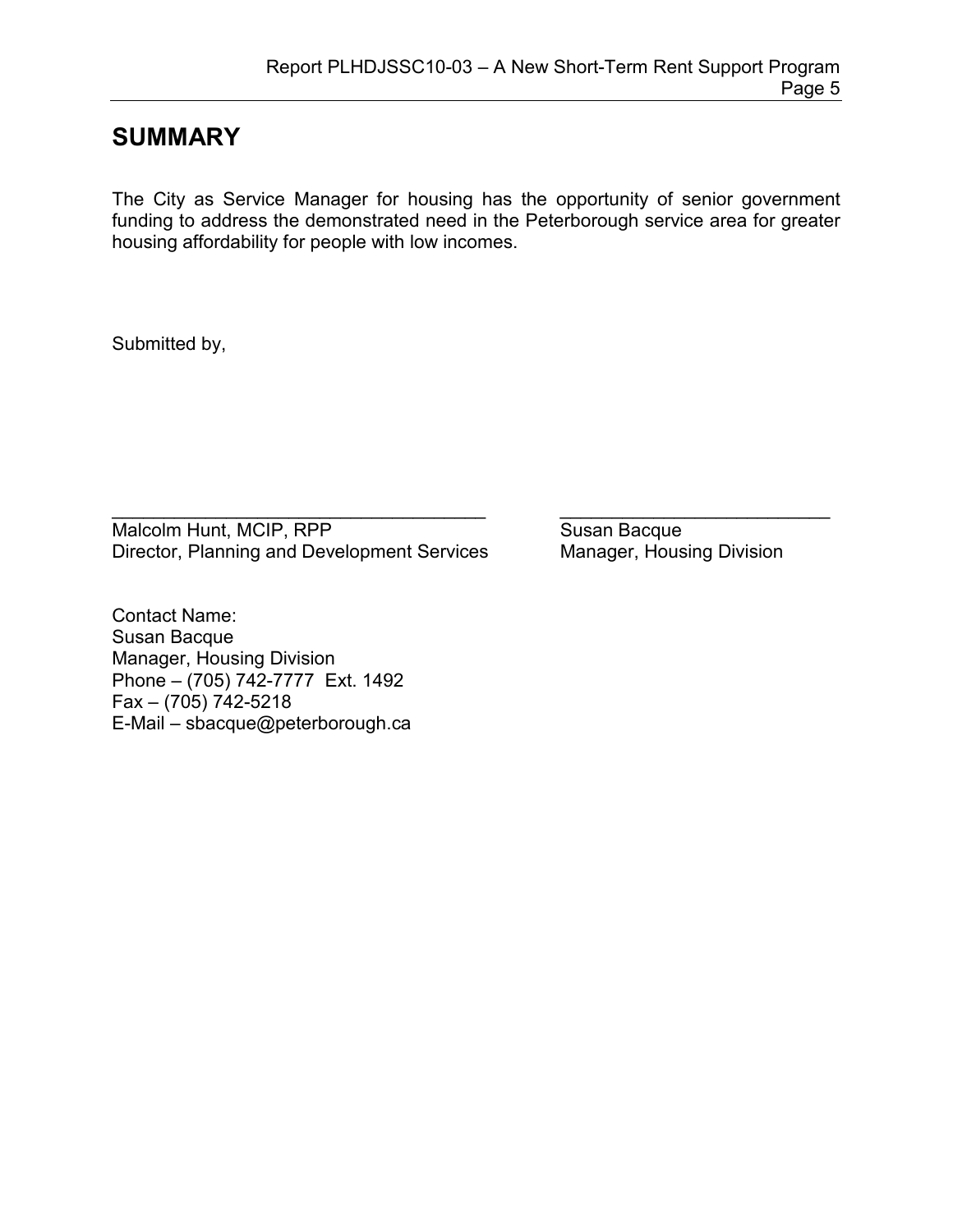## SUMMARY

The City as Service Manager for housing has the opportunity of senior government funding to address the demonstrated need in the Peterborough service area for greater housing affordability for people with low incomes.

Submitted by,

| | |
|---|---|
| Malcolm Hunt, MCIP, RPP | Susan Bacque |
| Director, Planning and Development Services | Manager, Housing Division |

Contact Name:
Susan Bacque
Manager, Housing Division
Phone – (705) 742-7777 Ext. 1492
Fax – (705) 742-5218
E-Mail – sbacque@peterborough.ca